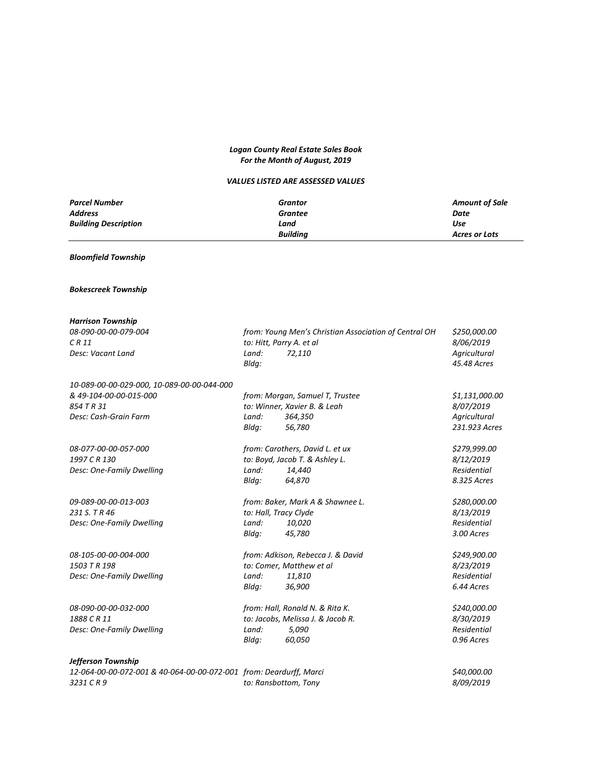***Logan County Real Estate Sales Book***
***For the Month of August, 2019***

***VALUES LISTED ARE ASSESSED VALUES***

| *Parcel Number* | *Grantor* | *Amount of Sale* |
| --- | --- | --- |
| *Address* | *Grantee* | *Date* |
| *Building Description* | *Land* | *Use* |
| | *Building* | *Acres or Lots* |

***Bloomfield Township***

***Bokescreek Township***

***Harrison Township***

| | | |
| --- | --- | --- |
| *08-090-00-00-079-004* | *from: Young Men's Christian Association of Central OH* | *$250,000.00* |
| *C R 11* | *to: Hitt, Parry A. et al* | *8/06/2019* |
| *Desc: Vacant Land* | *Land: 72,110* | *Agricultural* |
| | *Bldg:* | *45.48 Acres* |
| *10-089-00-00-029-000, 10-089-00-00-044-000* | | |
| *& 49-104-00-00-015-000* | *from: Morgan, Samuel T, Trustee* | *$1,131,000.00* |
| *854 T R 31* | *to: Winner, Xavier B. & Leah* | *8/07/2019* |
| *Desc: Cash-Grain Farm* | *Land: 364,350* | *Agricultural* |
| | *Bldg: 56,780* | *231.923 Acres* |
| *08-077-00-00-057-000* | *from: Carothers, David L. et ux* | *$279,999.00* |
| *1997 C R 130* | *to: Boyd, Jacob T. & Ashley L.* | *8/12/2019* |
| *Desc: One-Family Dwelling* | *Land: 14,440* | *Residential* |
| | *Bldg: 64,870* | *8.325 Acres* |
| *09-089-00-00-013-003* | *from: Baker, Mark A & Shawnee L.* | *$280,000.00* |
| *231 S. T R 46* | *to: Hall, Tracy Clyde* | *8/13/2019* |
| *Desc: One-Family Dwelling* | *Land: 10,020* | *Residential* |
| | *Bldg: 45,780* | *3.00 Acres* |
| *08-105-00-00-004-000* | *from: Adkison, Rebecca J. & David* | *$249,900.00* |
| *1503 T R 198* | *to: Comer, Matthew et al* | *8/23/2019* |
| *Desc: One-Family Dwelling* | *Land: 11,810* | *Residential* |
| | *Bldg: 36,900* | *6.44 Acres* |
| *08-090-00-00-032-000* | *from: Hall, Ronald N. & Rita K.* | *$240,000.00* |
| *1888 C R 11* | *to: Jacobs, Melissa J. & Jacob R.* | *8/30/2019* |
| *Desc: One-Family Dwelling* | *Land: 5,090* | *Residential* |
| | *Bldg: 60,050* | *0.96 Acres* |

***Jefferson Township***

| | | |
| --- | --- | --- |
| *12-064-00-00-072-001 & 40-064-00-00-072-001* | *from: Deardurff, Marci* | *$40,000.00* |
| *3231 C R 9* | *to: Ransbottom, Tony* | *8/09/2019* |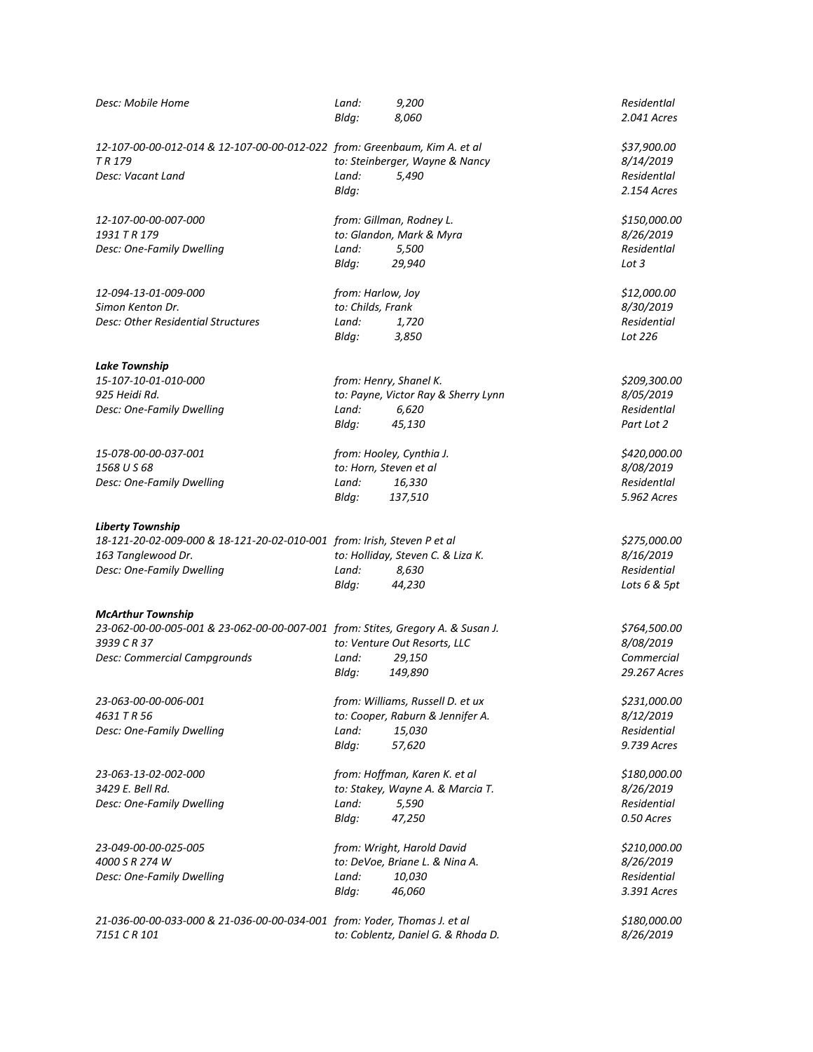*Desc: Mobile Home* *Land: 9,200* *ResidentIal*
*Bldg: 8,060* *2.041 Acres*

*12-107-00-00-012-014 & 12-107-00-00-012-022* *from: Greenbaum, Kim A. et al* *$37,900.00*
*T R 179* *to: Steinberger, Wayne & Nancy* *8/14/2019*
*Desc: Vacant Land* *Land: 5,490* *ResidentIal*
*Bldg:* *2.154 Acres*

*12-107-00-00-007-000* *from: Gillman, Rodney L.* *$150,000.00*
*1931 T R 179* *to: Glandon, Mark & Myra* *8/26/2019*
*Desc: One-Family Dwelling* *Land: 5,500* *ResidentIal*
*Bldg: 29,940* *Lot 3*

*12-094-13-01-009-000* *from: Harlow, Joy* *$12,000.00*
*Simon Kenton Dr.* *to: Childs, Frank* *8/30/2019*
*Desc: Other Residential Structures* *Land: 1,720* *Residential*
*Bldg: 3,850* *Lot 226*

***Lake Township***

*15-107-10-01-010-000* *from: Henry, Shanel K.* *$209,300.00*
*925 Heidi Rd.* *to: Payne, Victor Ray & Sherry Lynn* *8/05/2019*
*Desc: One-Family Dwelling* *Land: 6,620* *ResidentIal*
*Bldg: 45,130* *Part Lot 2*

*15-078-00-00-037-001* *from: Hooley, Cynthia J.* *$420,000.00*
*1568 U S 68* *to: Horn, Steven et al* *8/08/2019*
*Desc: One-Family Dwelling* *Land: 16,330* *ResidentIal*
*Bldg: 137,510* *5.962 Acres*

***Liberty Township***

*18-121-20-02-009-000 & 18-121-20-02-010-001* *from: Irish, Steven P et al* *$275,000.00*
*163 Tanglewood Dr.* *to: Holliday, Steven C. & Liza K.* *8/16/2019*
*Desc: One-Family Dwelling* *Land: 8,630* *Residential*
*Bldg: 44,230* *Lots 6 & 5pt*

***McArthur Township***

*23-062-00-00-005-001 & 23-062-00-00-007-001* *from: Stites, Gregory A. & Susan J.* *$764,500.00*
*3939 C R 37* *to: Venture Out Resorts, LLC* *8/08/2019*
*Desc: Commercial Campgrounds* *Land: 29,150* *Commercial*
*Bldg: 149,890* *29.267 Acres*

*23-063-00-00-006-001* *from: Williams, Russell D. et ux* *$231,000.00*
*4631 T R 56* *to: Cooper, Raburn & Jennifer A.* *8/12/2019*
*Desc: One-Family Dwelling* *Land: 15,030* *Residential*
*Bldg: 57,620* *9.739 Acres*

*23-063-13-02-002-000* *from: Hoffman, Karen K. et al* *$180,000.00*
*3429 E. Bell Rd.* *to: Stakey, Wayne A. & Marcia T.* *8/26/2019*
*Desc: One-Family Dwelling* *Land: 5,590* *Residential*
*Bldg: 47,250* *0.50 Acres*

*23-049-00-00-025-005* *from: Wright, Harold David* *$210,000.00*
*4000 S R 274 W* *to: DeVoe, Briane L. & Nina A.* *8/26/2019*
*Desc: One-Family Dwelling* *Land: 10,030* *Residential*
*Bldg: 46,060* *3.391 Acres*

*21-036-00-00-033-000 & 21-036-00-00-034-001* *from: Yoder, Thomas J. et al* *$180,000.00*
*7151 C R 101* *to: Coblentz, Daniel G. & Rhoda D.* *8/26/2019*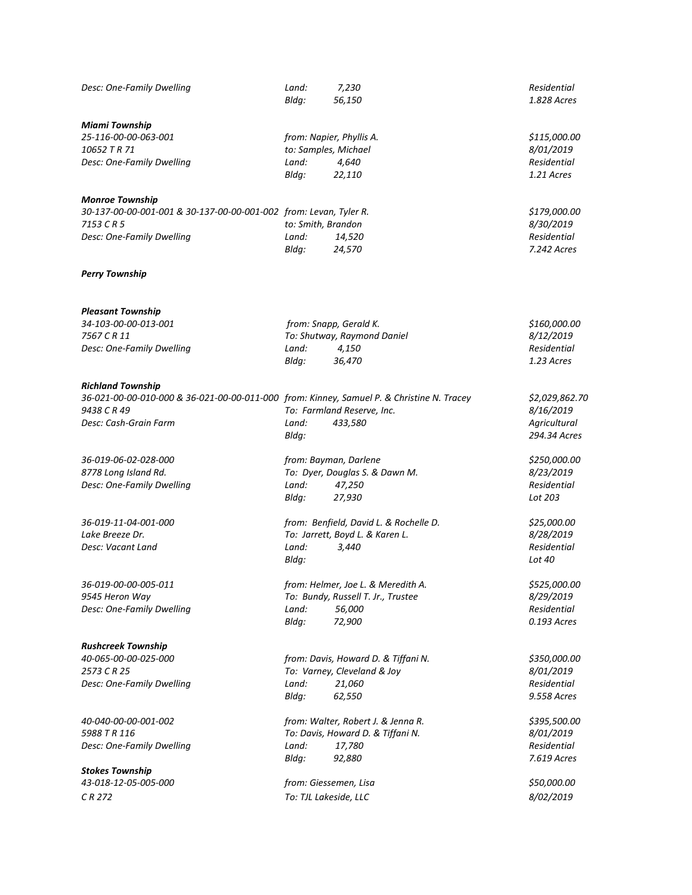| | | |
|---|---|---|
| *Desc: One-Family Dwelling* | *Land: 7,230* | *Residential* |
| | *Bldg: 56,150* | *1.828 Acres* |

***Miami Township***

| | | |
|---|---|---|
| *25-116-00-00-063-001* | *from: Napier, Phyllis A.* | *$115,000.00* |
| *10652 T R 71* | *to: Samples, Michael* | *8/01/2019* |
| *Desc: One-Family Dwelling* | *Land: 4,640* | *Residential* |
| | *Bldg: 22,110* | *1.21 Acres* |

***Monroe Township***

| | | |
|---|---|---|
| *30-137-00-00-001-001 & 30-137-00-00-001-002* | *from: Levan, Tyler R.* | *$179,000.00* |
| *7153 C R 5* | *to: Smith, Brandon* | *8/30/2019* |
| *Desc: One-Family Dwelling* | *Land: 14,520* | *Residential* |
| | *Bldg: 24,570* | *7.242 Acres* |

***Perry Township***

***Pleasant Township***

| | | |
|---|---|---|
| *34-103-00-00-013-001* | *from: Snapp, Gerald K.* | *$160,000.00* |
| *7567 C R 11* | *To: Shutway, Raymond Daniel* | *8/12/2019* |
| *Desc: One-Family Dwelling* | *Land: 4,150* | *Residential* |
| | *Bldg: 36,470* | *1.23 Acres* |

***Richland Township***

| | | |
|---|---|---|
| *36-021-00-00-010-000 & 36-021-00-00-011-000* | *from: Kinney, Samuel P. & Christine N. Tracey* | *$2,029,862.70* |
| *9438 C R 49* | *To: Farmland Reserve, Inc.* | *8/16/2019* |
| *Desc: Cash-Grain Farm* | *Land: 433,580* | *Agricultural* |
| | *Bldg:* | *294.34 Acres* |
| | | |
| *36-019-06-02-028-000* | *from: Bayman, Darlene* | *$250,000.00* |
| *8778 Long Island Rd.* | *To: Dyer, Douglas S. & Dawn M.* | *8/23/2019* |
| *Desc: One-Family Dwelling* | *Land: 47,250* | *Residential* |
| | *Bldg: 27,930* | *Lot 203* |
| | | |
| *36-019-11-04-001-000* | *from: Benfield, David L. & Rochelle D.* | *$25,000.00* |
| *Lake Breeze Dr.* | *To: Jarrett, Boyd L. & Karen L.* | *8/28/2019* |
| *Desc: Vacant Land* | *Land: 3,440* | *Residential* |
| | *Bldg:* | *Lot 40* |
| | | |
| *36-019-00-00-005-011* | *from: Helmer, Joe L. & Meredith A.* | *$525,000.00* |
| *9545 Heron Way* | *To: Bundy, Russell T. Jr., Trustee* | *8/29/2019* |
| *Desc: One-Family Dwelling* | *Land: 56,000* | *Residential* |
| | *Bldg: 72,900* | *0.193 Acres* |

***Rushcreek Township***

| | | |
|---|---|---|
| *40-065-00-00-025-000* | *from: Davis, Howard D. & Tiffani N.* | *$350,000.00* |
| *2573 C R 25* | *To: Varney, Cleveland & Joy* | *8/01/2019* |
| *Desc: One-Family Dwelling* | *Land: 21,060* | *Residential* |
| | *Bldg: 62,550* | *9.558 Acres* |
| | | |
| *40-040-00-00-001-002* | *from: Walter, Robert J. & Jenna R.* | *$395,500.00* |
| *5988 T R 116* | *To: Davis, Howard D. & Tiffani N.* | *8/01/2019* |
| *Desc: One-Family Dwelling* | *Land: 17,780* | *Residential* |
| | *Bldg: 92,880* | *7.619 Acres* |

***Stokes Township***

| | | |
|---|---|---|
| *43-018-12-05-005-000* | *from: Giessemen, Lisa* | *$50,000.00* |
| *C R 272* | *To: TJL Lakeside, LLC* | *8/02/2019* |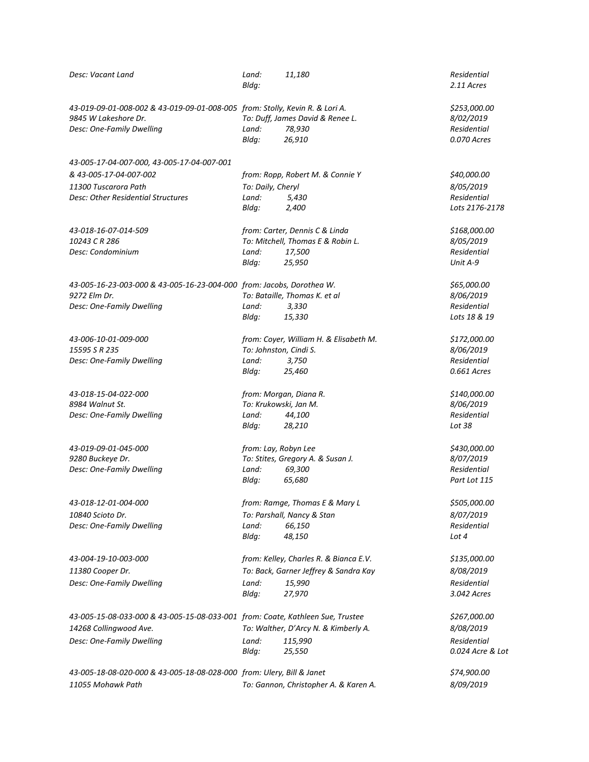*Desc: Vacant Land* | *Land: 11,180* | *Residential*
*Bldg:* | *2.11 Acres*

*43-019-09-01-008-002 & 43-019-09-01-008-005* | *from: Stolly, Kevin R. & Lori A.* | *$253,000.00*
*9845 W Lakeshore Dr.* | *To: Duff, James David & Renee L.* | *8/02/2019*
*Desc: One-Family Dwelling* | *Land: 78,930* | *Residential*
*Bldg: 26,910* | *0.070 Acres*

*43-005-17-04-007-000, 43-005-17-04-007-001*
*& 43-005-17-04-007-002* | *from: Ropp, Robert M. & Connie Y* | *$40,000.00*
*11300 Tuscarora Path* | *To: Daily, Cheryl* | *8/05/2019*
*Desc: Other Residential Structures* | *Land: 5,430* | *Residential*
*Bldg: 2,400* | *Lots 2176-2178*

*43-018-16-07-014-509* | *from: Carter, Dennis C & Linda* | *$168,000.00*
*10243 C R 286* | *To: Mitchell, Thomas E & Robin L.* | *8/05/2019*
*Desc: Condominium* | *Land: 17,500* | *Residential*
*Bldg: 25,950* | *Unit A-9*

*43-005-16-23-003-000 & 43-005-16-23-004-000* | *from: Jacobs, Dorothea W.* | *$65,000.00*
*9272 Elm Dr.* | *To: Bataille, Thomas K. et al* | *8/06/2019*
*Desc: One-Family Dwelling* | *Land: 3,330* | *Residential*
*Bldg: 15,330* | *Lots 18 & 19*

*43-006-10-01-009-000* | *from: Coyer, William H. & Elisabeth M.* | *$172,000.00*
*15595 S R 235* | *To: Johnston, Cindi S.* | *8/06/2019*
*Desc: One-Family Dwelling* | *Land: 3,750* | *Residential*
*Bldg: 25,460* | *0.661 Acres*

*43-018-15-04-022-000* | *from: Morgan, Diana R.* | *$140,000.00*
*8984 Walnut St.* | *To: Krukowski, Jan M.* | *8/06/2019*
*Desc: One-Family Dwelling* | *Land: 44,100* | *Residential*
*Bldg: 28,210* | *Lot 38*

*43-019-09-01-045-000* | *from: Lay, Robyn Lee* | *$430,000.00*
*9280 Buckeye Dr.* | *To: Stites, Gregory A. & Susan J.* | *8/07/2019*
*Desc: One-Family Dwelling* | *Land: 69,300* | *Residential*
*Bldg: 65,680* | *Part Lot 115*

*43-018-12-01-004-000* | *from: Ramge, Thomas E & Mary L* | *$505,000.00*
*10840 Scioto Dr.* | *To: Parshall, Nancy & Stan* | *8/07/2019*
*Desc: One-Family Dwelling* | *Land: 66,150* | *Residential*
*Bldg: 48,150* | *Lot 4*

*43-004-19-10-003-000* | *from: Kelley, Charles R. & Bianca E.V.* | *$135,000.00*
*11380 Cooper Dr.* | *To: Back, Garner Jeffrey & Sandra Kay* | *8/08/2019*
*Desc: One-Family Dwelling* | *Land: 15,990* | *Residential*
*Bldg: 27,970* | *3.042 Acres*

*43-005-15-08-033-000 & 43-005-15-08-033-001* | *from: Coate, Kathleen Sue, Trustee* | *$267,000.00*
*14268 Collingwood Ave.* | *To: Walther, D'Arcy N. & Kimberly A.* | *8/08/2019*
*Desc: One-Family Dwelling* | *Land: 115,990* | *Residential*
*Bldg: 25,550* | *0.024 Acre & Lot*

*43-005-18-08-020-000 & 43-005-18-08-028-000* | *from: Ulery, Bill & Janet* | *$74,900.00*
*11055 Mohawk Path* | *To: Gannon, Christopher A. & Karen A.* | *8/09/2019*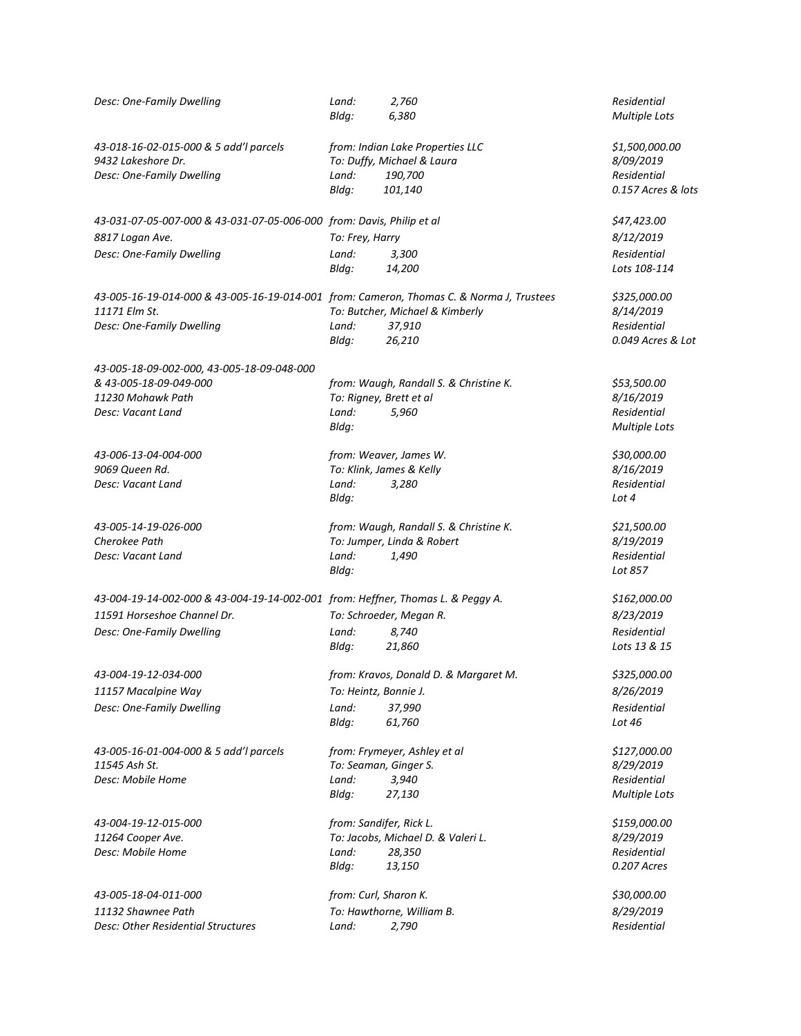*Desc: One-Family Dwelling* *Land: 2,760* *Residential*
*Bldg: 6,380* *Multiple Lots*

*43-018-16-02-015-000 & 5 add'l parcels* *from: Indian Lake Properties LLC* *$1,500,000.00*
*9432 Lakeshore Dr.* *To: Duffy, Michael & Laura* *8/09/2019*
*Desc: One-Family Dwelling* *Land: 190,700* *Residential*
*Bldg: 101,140* *0.157 Acres & lots*

*43-031-07-05-007-000 & 43-031-07-05-006-000* *from: Davis, Philip et al* *$47,423.00*
*8817 Logan Ave.* *To: Frey, Harry* *8/12/2019*
*Desc: One-Family Dwelling* *Land: 3,300* *Residential*
*Bldg: 14,200* *Lots 108-114*

*43-005-16-19-014-000 & 43-005-16-19-014-001* *from: Cameron, Thomas C. & Norma J, Trustees* *$325,000.00*
*11171 Elm St.* *To: Butcher, Michael & Kimberly* *8/14/2019*
*Desc: One-Family Dwelling* *Land: 37,910* *Residential*
*Bldg: 26,210* *0.049 Acres & Lot*

*43-005-18-09-002-000, 43-005-18-09-048-000*
*& 43-005-18-09-049-000* *from: Waugh, Randall S. & Christine K.* *$53,500.00*
*11230 Mohawk Path* *To: Rigney, Brett et al* *8/16/2019*
*Desc: Vacant Land* *Land: 5,960* *Residential*
*Bldg:* *Multiple Lots*

*43-006-13-04-004-000* *from: Weaver, James W.* *$30,000.00*
*9069 Queen Rd.* *To: Klink, James & Kelly* *8/16/2019*
*Desc: Vacant Land* *Land: 3,280* *Residential*
*Bldg:* *Lot 4*

*43-005-14-19-026-000* *from: Waugh, Randall S. & Christine K.* *$21,500.00*
*Cherokee Path* *To: Jumper, Linda & Robert* *8/19/2019*
*Desc: Vacant Land* *Land: 1,490* *Residential*
*Bldg:* *Lot 857*

*43-004-19-14-002-000 & 43-004-19-14-002-001* *from: Heffner, Thomas L. & Peggy A.* *$162,000.00*
*11591 Horseshoe Channel Dr.* *To: Schroeder, Megan R.* *8/23/2019*
*Desc: One-Family Dwelling* *Land: 8,740* *Residential*
*Bldg: 21,860* *Lots 13 & 15*

*43-004-19-12-034-000* *from: Kravos, Donald D. & Margaret M.* *$325,000.00*
*11157 Macalpine Way* *To: Heintz, Bonnie J.* *8/26/2019*
*Desc: One-Family Dwelling* *Land: 37,990* *Residential*
*Bldg: 61,760* *Lot 46*

*43-005-16-01-004-000 & 5 add'l parcels* *from: Frymeyer, Ashley et al* *$127,000.00*
*11545 Ash St.* *To: Seaman, Ginger S.* *8/29/2019*
*Desc: Mobile Home* *Land: 3,940* *Residential*
*Bldg: 27,130* *Multiple Lots*

*43-004-19-12-015-000* *from: Sandifer, Rick L.* *$159,000.00*
*11264 Cooper Ave.* *To: Jacobs, Michael D. & Valeri L.* *8/29/2019*
*Desc: Mobile Home* *Land: 28,350* *Residential*
*Bldg: 13,150* *0.207 Acres*

*43-005-18-04-011-000* *from: Curl, Sharon K.* *$30,000.00*
*11132 Shawnee Path* *To: Hawthorne, William B.* *8/29/2019*
*Desc: Other Residential Structures* *Land: 2,790* *Residential*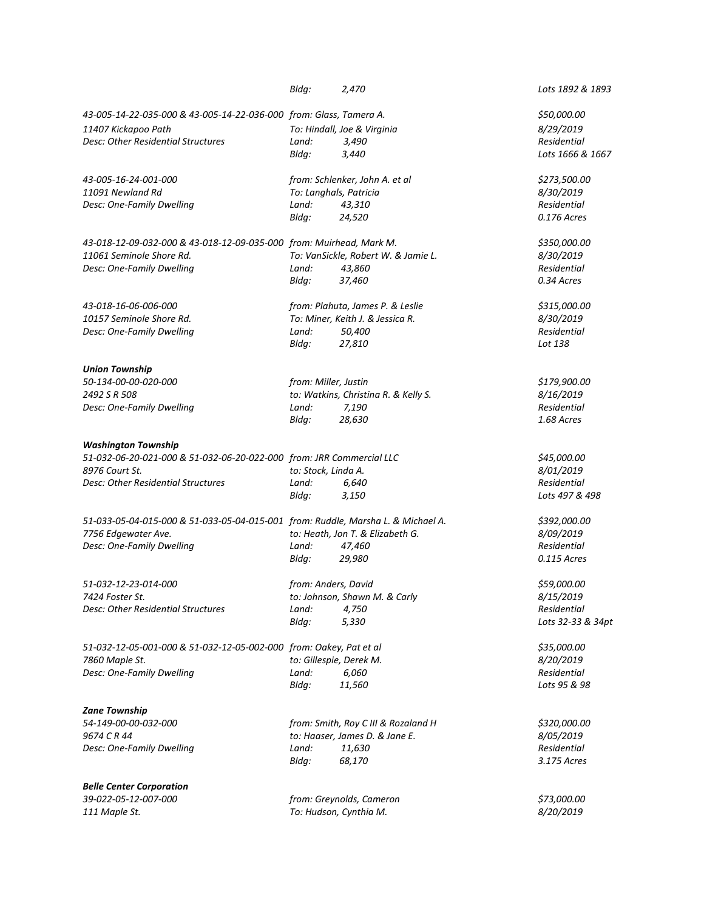| | | |
|---|---|---|
| | *Bldg: 2,470* | *Lots 1892 & 1893* |
| *43-005-14-22-035-000 & 43-005-14-22-036-000* | *from: Glass, Tamera A.* | *$50,000.00* |
| *11407 Kickapoo Path* | *To: Hindall, Joe & Virginia* | *8/29/2019* |
| *Desc: Other Residential Structures* | *Land: 3,490* | *Residential* |
| | *Bldg: 3,440* | *Lots 1666 & 1667* |
| *43-005-16-24-001-000* | *from: Schlenker, John A. et al* | *$273,500.00* |
| *11091 Newland Rd* | *To: Langhals, Patricia* | *8/30/2019* |
| *Desc: One-Family Dwelling* | *Land: 43,310* | *Residential* |
| | *Bldg: 24,520* | *0.176 Acres* |
| *43-018-12-09-032-000 & 43-018-12-09-035-000* | *from: Muirhead, Mark M.* | *$350,000.00* |
| *11061 Seminole Shore Rd.* | *To: VanSickle, Robert W. & Jamie L.* | *8/30/2019* |
| *Desc: One-Family Dwelling* | *Land: 43,860* | *Residential* |
| | *Bldg: 37,460* | *0.34 Acres* |
| *43-018-16-06-006-000* | *from: Plahuta, James P. & Leslie* | *$315,000.00* |
| *10157 Seminole Shore Rd.* | *To: Miner, Keith J. & Jessica R.* | *8/30/2019* |
| *Desc: One-Family Dwelling* | *Land: 50,400* | *Residential* |
| | *Bldg: 27,810* | *Lot 138* |

***Union Township***

| | | |
|---|---|---|
| *50-134-00-00-020-000* | *from: Miller, Justin* | *$179,900.00* |
| *2492 S R 508* | *to: Watkins, Christina R. & Kelly S.* | *8/16/2019* |
| *Desc: One-Family Dwelling* | *Land: 7,190* | *Residential* |
| | *Bldg: 28,630* | *1.68 Acres* |

***Washington Township***

| | | |
|---|---|---|
| *51-032-06-20-021-000 & 51-032-06-20-022-000* | *from: JRR Commercial LLC* | *$45,000.00* |
| *8976 Court St.* | *to: Stock, Linda A.* | *8/01/2019* |
| *Desc: Other Residential Structures* | *Land: 6,640* | *Residential* |
| | *Bldg: 3,150* | *Lots 497 & 498* |
| *51-033-05-04-015-000 & 51-033-05-04-015-001* | *from: Ruddle, Marsha L. & Michael A.* | *$392,000.00* |
| *7756 Edgewater Ave.* | *to: Heath, Jon T. & Elizabeth G.* | *8/09/2019* |
| *Desc: One-Family Dwelling* | *Land: 47,460* | *Residential* |
| | *Bldg: 29,980* | *0.115 Acres* |
| *51-032-12-23-014-000* | *from: Anders, David* | *$59,000.00* |
| *7424 Foster St.* | *to: Johnson, Shawn M. & Carly* | *8/15/2019* |
| *Desc: Other Residential Structures* | *Land: 4,750* | *Residential* |
| | *Bldg: 5,330* | *Lots 32-33 & 34pt* |
| *51-032-12-05-001-000 & 51-032-12-05-002-000* | *from: Oakey, Pat et al* | *$35,000.00* |
| *7860 Maple St.* | *to: Gillespie, Derek M.* | *8/20/2019* |
| *Desc: One-Family Dwelling* | *Land: 6,060* | *Residential* |
| | *Bldg: 11,560* | *Lots 95 & 98* |

***Zane Township***

| | | |
|---|---|---|
| *54-149-00-00-032-000* | *from: Smith, Roy C III & Rozaland H* | *$320,000.00* |
| *9674 C R 44* | *to: Haaser, James D. & Jane E.* | *8/05/2019* |
| *Desc: One-Family Dwelling* | *Land: 11,630* | *Residential* |
| | *Bldg: 68,170* | *3.175 Acres* |

***Belle Center Corporation***

| | | |
|---|---|---|
| *39-022-05-12-007-000* | *from: Greynolds, Cameron* | *$73,000.00* |
| *111 Maple St.* | *To: Hudson, Cynthia M.* | *8/20/2019* |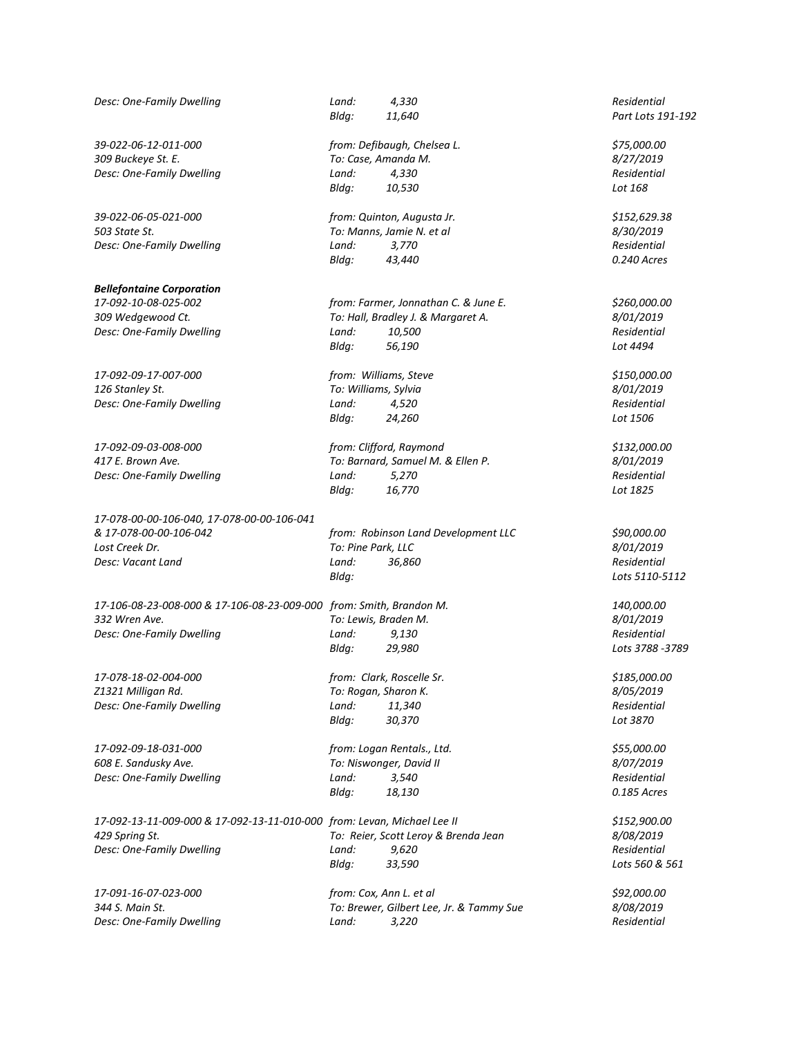*Desc: One-Family Dwelling* *Land: 4,330* *Residential*
*Bldg: 11,640* *Part Lots 191-192*

*39-022-06-12-011-000* *from: Defibaugh, Chelsea L.* *$75,000.00*
*309 Buckeye St. E.* *To: Case, Amanda M.* *8/27/2019*
*Desc: One-Family Dwelling* *Land: 4,330* *Residential*
*Bldg: 10,530* *Lot 168*

*39-022-06-05-021-000* *from: Quinton, Augusta Jr.* *$152,629.38*
*503 State St.* *To: Manns, Jamie N. et al* *8/30/2019*
*Desc: One-Family Dwelling* *Land: 3,770* *Residential*
*Bldg: 43,440* *0.240 Acres*

***Bellefontaine Corporation***

*17-092-10-08-025-002* *from: Farmer, Jonnathan C. & June E.* *$260,000.00*
*309 Wedgewood Ct.* *To: Hall, Bradley J. & Margaret A.* *8/01/2019*
*Desc: One-Family Dwelling* *Land: 10,500* *Residential*
*Bldg: 56,190* *Lot 4494*

*17-092-09-17-007-000* *from: Williams, Steve* *$150,000.00*
*126 Stanley St.* *To: Williams, Sylvia* *8/01/2019*
*Desc: One-Family Dwelling* *Land: 4,520* *Residential*
*Bldg: 24,260* *Lot 1506*

*17-092-09-03-008-000* *from: Clifford, Raymond* *$132,000.00*
*417 E. Brown Ave.* *To: Barnard, Samuel M. & Ellen P.* *8/01/2019*
*Desc: One-Family Dwelling* *Land: 5,270* *Residential*
*Bldg: 16,770* *Lot 1825*

*17-078-00-00-106-040, 17-078-00-00-106-041*
*& 17-078-00-00-106-042* *from: Robinson Land Development LLC* *$90,000.00*
*Lost Creek Dr.* *To: Pine Park, LLC* *8/01/2019*
*Desc: Vacant Land* *Land: 36,860* *Residential*
*Bldg:* *Lots 5110-5112*

*17-106-08-23-008-000 & 17-106-08-23-009-000* *from: Smith, Brandon M.* *140,000.00*
*332 Wren Ave.* *To: Lewis, Braden M.* *8/01/2019*
*Desc: One-Family Dwelling* *Land: 9,130* *Residential*
*Bldg: 29,980* *Lots 3788 -3789*

*17-078-18-02-004-000* *from: Clark, Roscelle Sr.* *$185,000.00*
*Z1321 Milligan Rd.* *To: Rogan, Sharon K.* *8/05/2019*
*Desc: One-Family Dwelling* *Land: 11,340* *Residential*
*Bldg: 30,370* *Lot 3870*

*17-092-09-18-031-000* *from: Logan Rentals., Ltd.* *$55,000.00*
*608 E. Sandusky Ave.* *To: Niswonger, David II* *8/07/2019*
*Desc: One-Family Dwelling* *Land: 3,540* *Residential*
*Bldg: 18,130* *0.185 Acres*

*17-092-13-11-009-000 & 17-092-13-11-010-000* *from: Levan, Michael Lee II* *$152,900.00*
*429 Spring St.* *To: Reier, Scott Leroy & Brenda Jean* *8/08/2019*
*Desc: One-Family Dwelling* *Land: 9,620* *Residential*
*Bldg: 33,590* *Lots 560 & 561*

*17-091-16-07-023-000* *from: Cox, Ann L. et al* *$92,000.00*
*344 S. Main St.* *To: Brewer, Gilbert Lee, Jr. & Tammy Sue* *8/08/2019*
*Desc: One-Family Dwelling* *Land: 3,220* *Residential*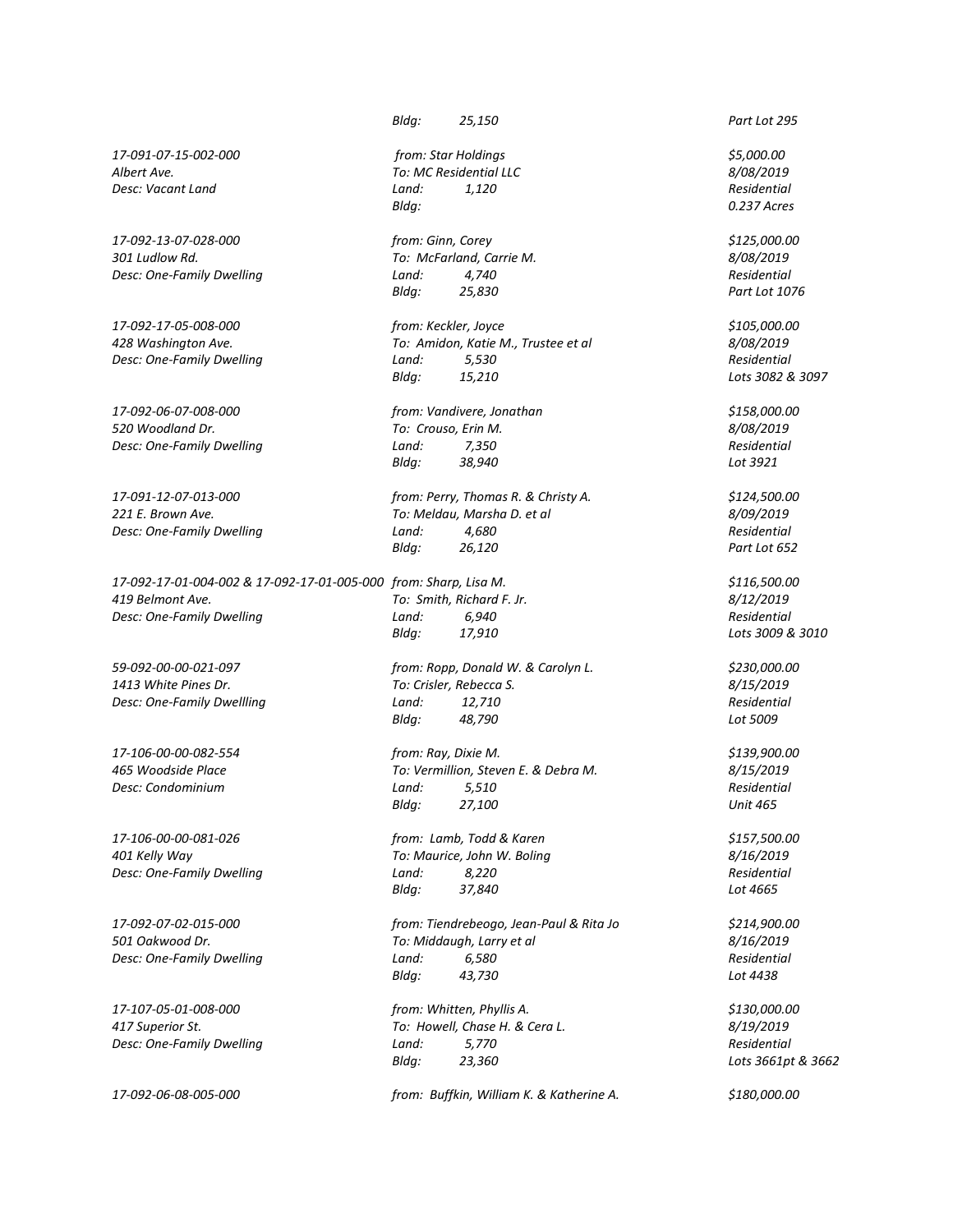*Bldg: 25,150* *Part Lot 295*

*17-091-07-15-002-000*
*Albert Ave.*
*Desc: Vacant Land*
*from: Star Holdings*
*To: MC Residential LLC*
*Land: 1,120*
*Bldg:*
*$5,000.00*
*8/08/2019*
*Residential*
*0.237 Acres*

*17-092-13-07-028-000*
*301 Ludlow Rd.*
*Desc: One-Family Dwelling*
*from: Ginn, Corey*
*To: McFarland, Carrie M.*
*Land: 4,740*
*Bldg: 25,830*
*$125,000.00*
*8/08/2019*
*Residential*
*Part Lot 1076*

*17-092-17-05-008-000*
*428 Washington Ave.*
*Desc: One-Family Dwelling*
*from: Keckler, Joyce*
*To: Amidon, Katie M., Trustee et al*
*Land: 5,530*
*Bldg: 15,210*
*$105,000.00*
*8/08/2019*
*Residential*
*Lots 3082 & 3097*

*17-092-06-07-008-000*
*520 Woodland Dr.*
*Desc: One-Family Dwelling*
*from: Vandivere, Jonathan*
*To: Crouso, Erin M.*
*Land: 7,350*
*Bldg: 38,940*
*$158,000.00*
*8/08/2019*
*Residential*
*Lot 3921*

*17-091-12-07-013-000*
*221 E. Brown Ave.*
*Desc: One-Family Dwelling*
*from: Perry, Thomas R. & Christy A.*
*To: Meldau, Marsha D. et al*
*Land: 4,680*
*Bldg: 26,120*
*$124,500.00*
*8/09/2019*
*Residential*
*Part Lot 652*

*17-092-17-01-004-002 & 17-092-17-01-005-000*
*419 Belmont Ave.*
*Desc: One-Family Dwelling*
*from: Sharp, Lisa M.*
*To: Smith, Richard F. Jr.*
*Land: 6,940*
*Bldg: 17,910*
*$116,500.00*
*8/12/2019*
*Residential*
*Lots 3009 & 3010*

*59-092-00-00-021-097*
*1413 White Pines Dr.*
*Desc: One-Family Dwellling*
*from: Ropp, Donald W. & Carolyn L.*
*To: Crisler, Rebecca S.*
*Land: 12,710*
*Bldg: 48,790*
*$230,000.00*
*8/15/2019*
*Residential*
*Lot 5009*

*17-106-00-00-082-554*
*465 Woodside Place*
*Desc: Condominium*
*from: Ray, Dixie M.*
*To: Vermillion, Steven E. & Debra M.*
*Land: 5,510*
*Bldg: 27,100*
*$139,900.00*
*8/15/2019*
*Residential*
*Unit 465*

*17-106-00-00-081-026*
*401 Kelly Way*
*Desc: One-Family Dwelling*
*from: Lamb, Todd & Karen*
*To: Maurice, John W. Boling*
*Land: 8,220*
*Bldg: 37,840*
*$157,500.00*
*8/16/2019*
*Residential*
*Lot 4665*

*17-092-07-02-015-000*
*501 Oakwood Dr.*
*Desc: One-Family Dwelling*
*from: Tiendrebeogo, Jean-Paul & Rita Jo*
*To: Middaugh, Larry et al*
*Land: 6,580*
*Bldg: 43,730*
*$214,900.00*
*8/16/2019*
*Residential*
*Lot 4438*

*17-107-05-01-008-000*
*417 Superior St.*
*Desc: One-Family Dwelling*
*from: Whitten, Phyllis A.*
*To: Howell, Chase H. & Cera L.*
*Land: 5,770*
*Bldg: 23,360*
*$130,000.00*
*8/19/2019*
*Residential*
*Lots 3661pt & 3662*

*17-092-06-08-005-000*
*from: Buffkin, William K. & Katherine A.*
*$180,000.00*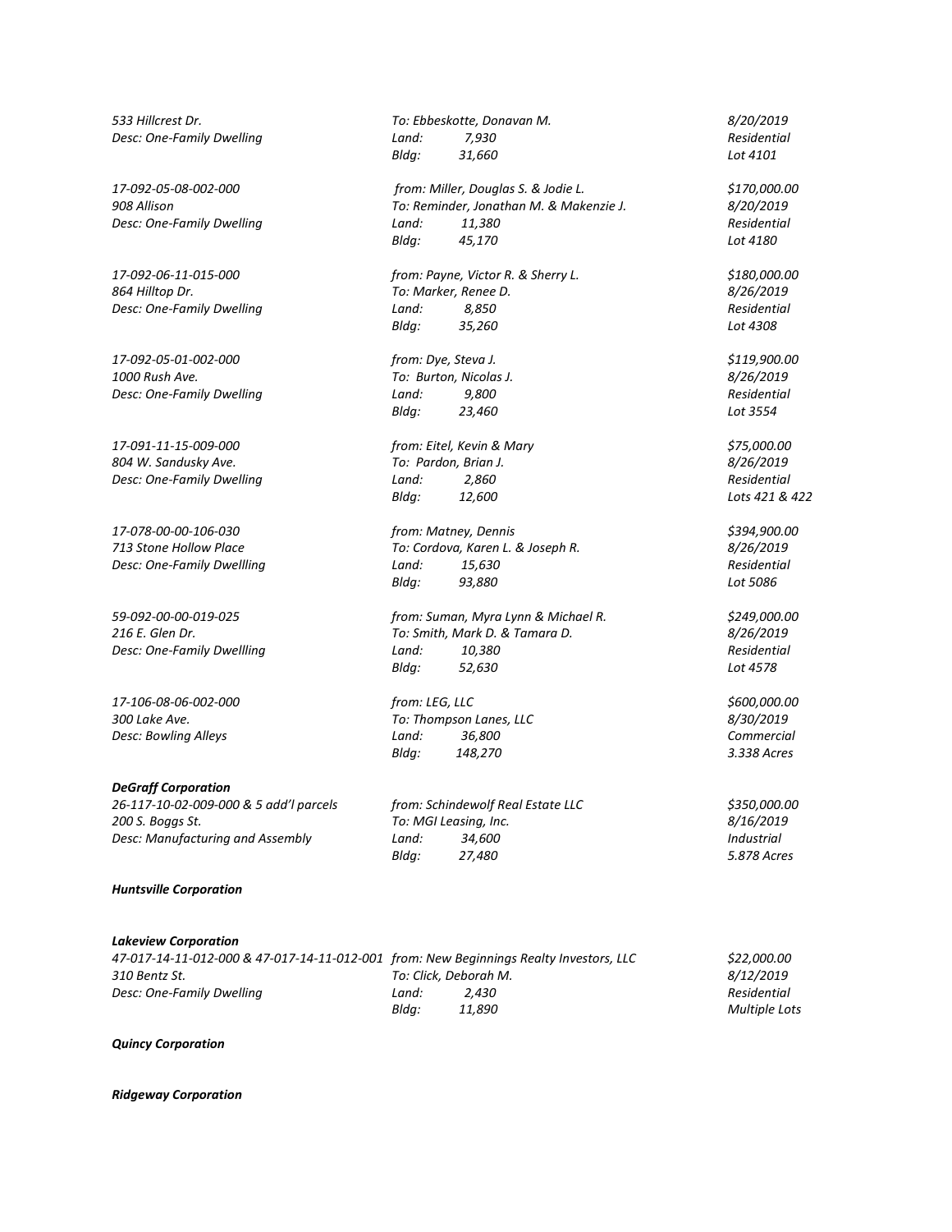*533 Hillcrest Dr.* | *To: Ebbeskotte, Donavan M.* | *8/20/2019*
*Desc: One-Family Dwelling* | *Land: 7,930* | *Residential*
*Bldg: 31,660* | *Lot 4101*

| | | |
|---|---|---|
| *17-092-05-08-002-000* | *from: Miller, Douglas S. & Jodie L.* | *$170,000.00* |
| *908 Allison* | *To: Reminder, Jonathan M. & Makenzie J.* | *8/20/2019* |
| *Desc: One-Family Dwelling* | *Land: 11,380* | *Residential* |
| | *Bldg: 45,170* | *Lot 4180* |
| | | |
| *17-092-06-11-015-000* | *from: Payne, Victor R. & Sherry L.* | *$180,000.00* |
| *864 Hilltop Dr.* | *To: Marker, Renee D.* | *8/26/2019* |
| *Desc: One-Family Dwelling* | *Land: 8,850* | *Residential* |
| | *Bldg: 35,260* | *Lot 4308* |
| | | |
| *17-092-05-01-002-000* | *from: Dye, Steva J.* | *$119,900.00* |
| *1000 Rush Ave.* | *To: Burton, Nicolas J.* | *8/26/2019* |
| *Desc: One-Family Dwelling* | *Land: 9,800* | *Residential* |
| | *Bldg: 23,460* | *Lot 3554* |
| | | |
| *17-091-11-15-009-000* | *from: Eitel, Kevin & Mary* | *$75,000.00* |
| *804 W. Sandusky Ave.* | *To: Pardon, Brian J.* | *8/26/2019* |
| *Desc: One-Family Dwelling* | *Land: 2,860* | *Residential* |
| | *Bldg: 12,600* | *Lots 421 & 422* |
| | | |
| *17-078-00-00-106-030* | *from: Matney, Dennis* | *$394,900.00* |
| *713 Stone Hollow Place* | *To: Cordova, Karen L. & Joseph R.* | *8/26/2019* |
| *Desc: One-Family Dwellling* | *Land: 15,630* | *Residential* |
| | *Bldg: 93,880* | *Lot 5086* |
| | | |
| *59-092-00-00-019-025* | *from: Suman, Myra Lynn & Michael R.* | *$249,000.00* |
| *216 E. Glen Dr.* | *To: Smith, Mark D. & Tamara D.* | *8/26/2019* |
| *Desc: One-Family Dwellling* | *Land: 10,380* | *Residential* |
| | *Bldg: 52,630* | *Lot 4578* |
| | | |
| *17-106-08-06-002-000* | *from: LEG, LLC* | *$600,000.00* |
| *300 Lake Ave.* | *To: Thompson Lanes, LLC* | *8/30/2019* |
| *Desc: Bowling Alleys* | *Land: 36,800* | *Commercial* |
| | *Bldg: 148,270* | *3.338 Acres* |

***DeGraff Corporation***

| | | |
|---|---|---|
| *26-117-10-02-009-000 & 5 add'l parcels* | *from: Schindewolf Real Estate LLC* | *$350,000.00* |
| *200 S. Boggs St.* | *To: MGI Leasing, Inc.* | *8/16/2019* |
| *Desc: Manufacturing and Assembly* | *Land: 34,600* | *Industrial* |
| | *Bldg: 27,480* | *5.878 Acres* |

***Huntsville Corporation***

***Lakeview Corporation***

| | | |
|---|---|---|
| *47-017-14-11-012-000 & 47-017-14-11-012-001* | *from: New Beginnings Realty Investors, LLC* | *$22,000.00* |
| *310 Bentz St.* | *To: Click, Deborah M.* | *8/12/2019* |
| *Desc: One-Family Dwelling* | *Land: 2,430* | *Residential* |
| | *Bldg: 11,890* | *Multiple Lots* |

***Quincy Corporation***

***Ridgeway Corporation***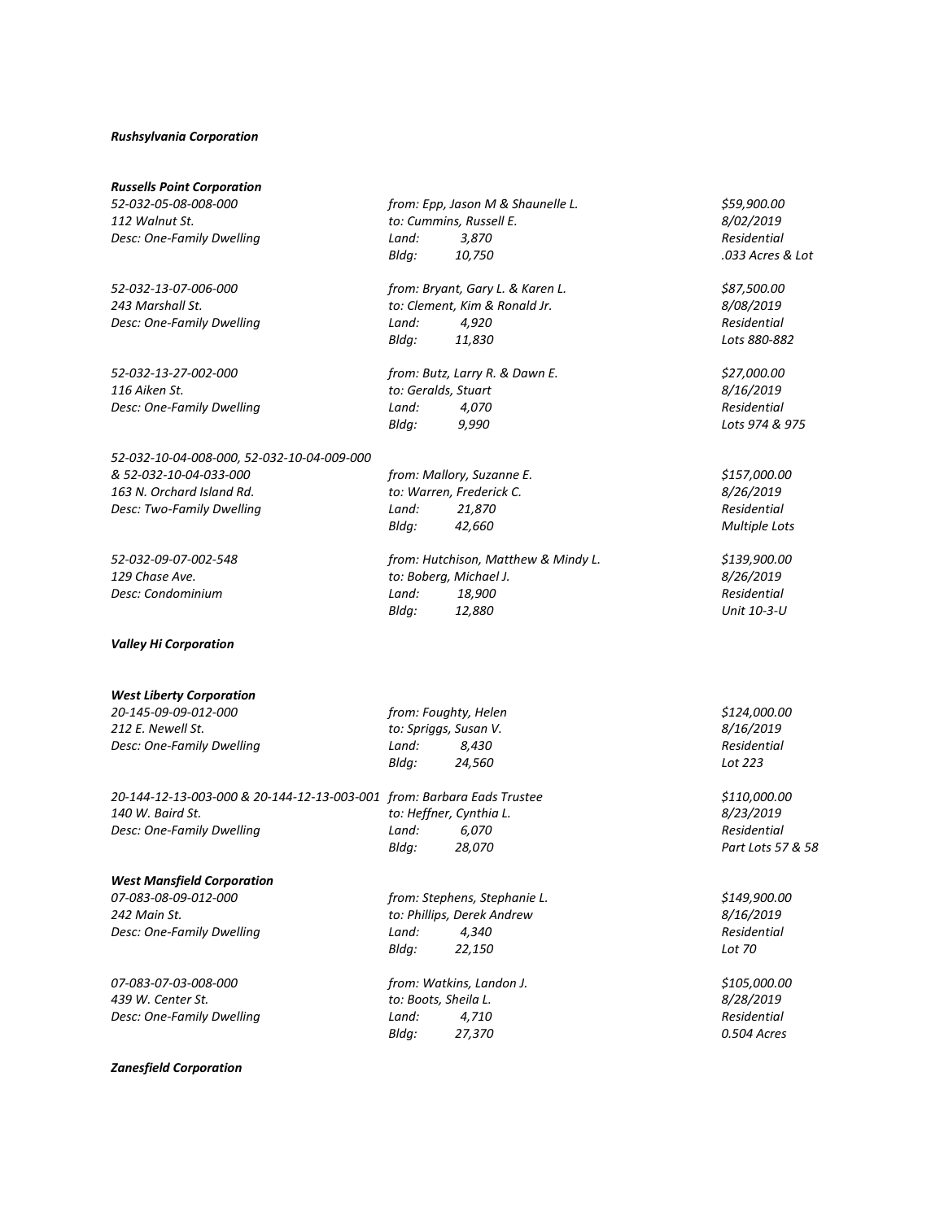***Rushsylvania Corporation***

***Russells Point Corporation***

| | | |
|---|---|---|
| *52-032-05-08-008-000* | *from: Epp, Jason M & Shaunelle L.* | *$59,900.00* |
| *112 Walnut St.* | *to: Cummins, Russell E.* | *8/02/2019* |
| *Desc: One-Family Dwelling* | *Land: 3,870* | *Residential* |
| | *Bldg: 10,750* | *.033 Acres & Lot* |
| *52-032-13-07-006-000* | *from: Bryant, Gary L. & Karen L.* | *$87,500.00* |
| *243 Marshall St.* | *to: Clement, Kim & Ronald Jr.* | *8/08/2019* |
| *Desc: One-Family Dwelling* | *Land: 4,920* | *Residential* |
| | *Bldg: 11,830* | *Lots 880-882* |
| *52-032-13-27-002-000* | *from: Butz, Larry R. & Dawn E.* | *$27,000.00* |
| *116 Aiken St.* | *to: Geralds, Stuart* | *8/16/2019* |
| *Desc: One-Family Dwelling* | *Land: 4,070* | *Residential* |
| | *Bldg: 9,990* | *Lots 974 & 975* |
| *52-032-10-04-008-000, 52-032-10-04-009-000* | | |
| *& 52-032-10-04-033-000* | *from: Mallory, Suzanne E.* | *$157,000.00* |
| *163 N. Orchard Island Rd.* | *to: Warren, Frederick C.* | *8/26/2019* |
| *Desc: Two-Family Dwelling* | *Land: 21,870* | *Residential* |
| | *Bldg: 42,660* | *Multiple Lots* |
| *52-032-09-07-002-548* | *from: Hutchison, Matthew & Mindy L.* | *$139,900.00* |
| *129 Chase Ave.* | *to: Boberg, Michael J.* | *8/26/2019* |
| *Desc: Condominium* | *Land: 18,900* | *Residential* |
| | *Bldg: 12,880* | *Unit 10-3-U* |

***Valley Hi Corporation***

***West Liberty Corporation***

| | | |
|---|---|---|
| *20-145-09-09-012-000* | *from: Foughty, Helen* | *$124,000.00* |
| *212 E. Newell St.* | *to: Spriggs, Susan V.* | *8/16/2019* |
| *Desc: One-Family Dwelling* | *Land: 8,430* | *Residential* |
| | *Bldg: 24,560* | *Lot 223* |
| *20-144-12-13-003-000 & 20-144-12-13-003-001* | *from: Barbara Eads Trustee* | *$110,000.00* |
| *140 W. Baird St.* | *to: Heffner, Cynthia L.* | *8/23/2019* |
| *Desc: One-Family Dwelling* | *Land: 6,070* | *Residential* |
| | *Bldg: 28,070* | *Part Lots 57 & 58* |

***West Mansfield Corporation***

| | | |
|---|---|---|
| *07-083-08-09-012-000* | *from: Stephens, Stephanie L.* | *$149,900.00* |
| *242 Main St.* | *to: Phillips, Derek Andrew* | *8/16/2019* |
| *Desc: One-Family Dwelling* | *Land: 4,340* | *Residential* |
| | *Bldg: 22,150* | *Lot 70* |
| *07-083-07-03-008-000* | *from: Watkins, Landon J.* | *$105,000.00* |
| *439 W. Center St.* | *to: Boots, Sheila L.* | *8/28/2019* |
| *Desc: One-Family Dwelling* | *Land: 4,710* | *Residential* |
| | *Bldg: 27,370* | *0.504 Acres* |

***Zanesfield Corporation***